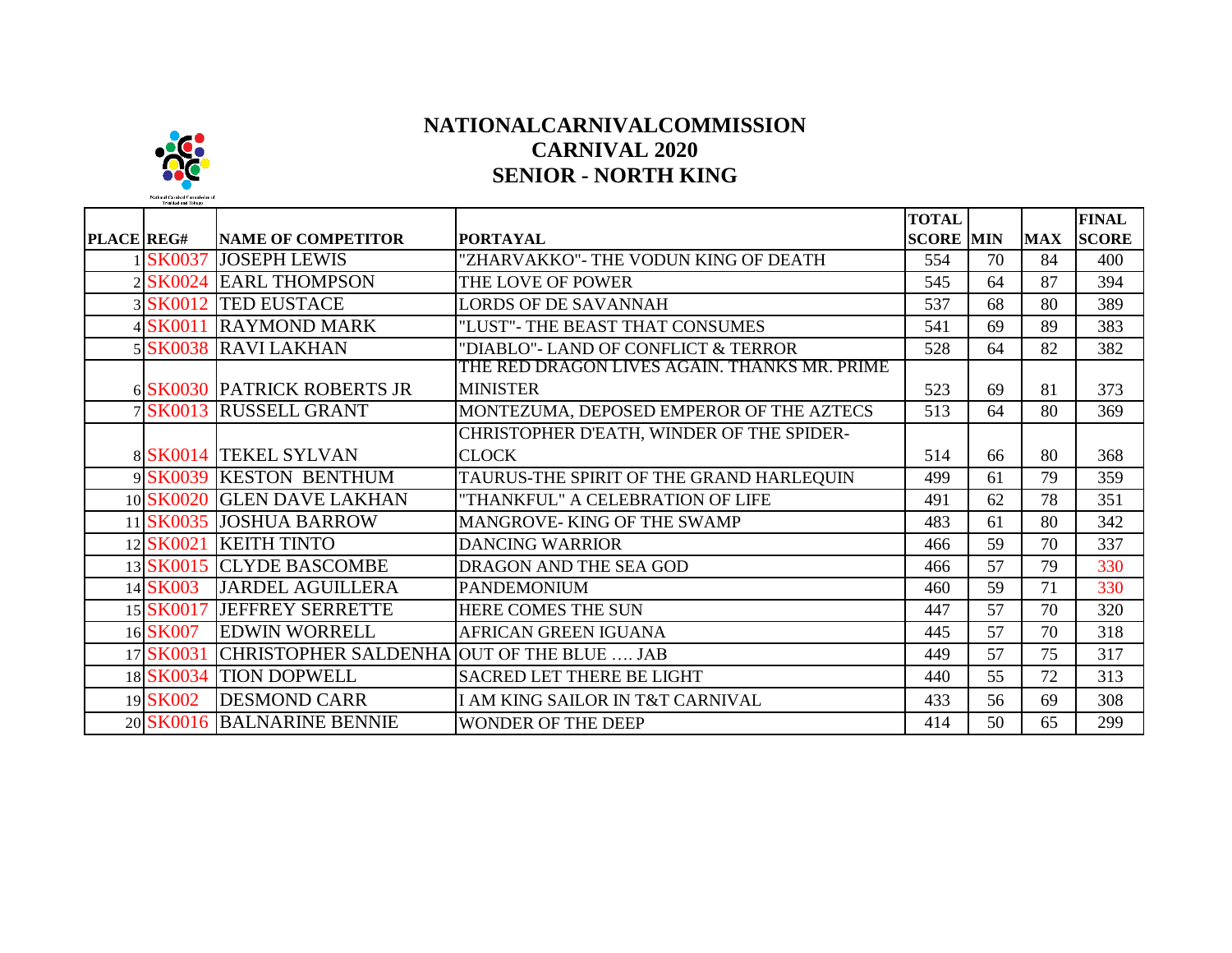# NATIONALCARNIVALCOMMISSION
## CARNIVAL 2020
## SENIOR - NORTH KING

| PLACE | REG# | NAME OF COMPETITOR | PORTAYAL | TOTAL SCORE | MIN | MAX | FINAL SCORE |
|---|---|---|---|---|---|---|---|
| 1 | SK0037 | JOSEPH LEWIS | "ZHARVAKKO"- THE VODUN KING OF DEATH | 554 | 70 | 84 | 400 |
| 2 | SK0024 | EARL THOMPSON | THE LOVE OF POWER | 545 | 64 | 87 | 394 |
| 3 | SK0012 | TED EUSTACE | LORDS OF DE SAVANNAH | 537 | 68 | 80 | 389 |
| 4 | SK0011 | RAYMOND MARK | "LUST"- THE BEAST THAT CONSUMES | 541 | 69 | 89 | 383 |
| 5 | SK0038 | RAVI LAKHAN | "DIABLO"- LAND OF CONFLICT & TERROR | 528 | 64 | 82 | 382 |
| 6 | SK0030 | PATRICK ROBERTS JR | THE RED DRAGON LIVES AGAIN. THANKS MR. PRIME MINISTER | 523 | 69 | 81 | 373 |
| 7 | SK0013 | RUSSELL GRANT | MONTEZUMA, DEPOSED EMPEROR OF THE AZTECS | 513 | 64 | 80 | 369 |
| 8 | SK0014 | TEKEL SYLVAN | CHRISTOPHER D'EATH, WINDER OF THE SPIDER-CLOCK | 514 | 66 | 80 | 368 |
| 9 | SK0039 | KESTON BENTHUM | TAURUS-THE SPIRIT OF THE GRAND HARLEQUIN | 499 | 61 | 79 | 359 |
| 10 | SK0020 | GLEN DAVE LAKHAN | "THANKFUL" A CELEBRATION OF LIFE | 491 | 62 | 78 | 351 |
| 11 | SK0035 | JOSHUA BARROW | MANGROVE- KING OF THE SWAMP | 483 | 61 | 80 | 342 |
| 12 | SK0021 | KEITH TINTO | DANCING WARRIOR | 466 | 59 | 70 | 337 |
| 13 | SK0015 | CLYDE BASCOMBE | DRAGON AND THE SEA GOD | 466 | 57 | 79 | 330 |
| 14 | SK003 | JARDEL AGUILLERA | PANDEMONIUM | 460 | 59 | 71 | 330 |
| 15 | SK0017 | JEFFREY SERRETTE | HERE COMES THE SUN | 447 | 57 | 70 | 320 |
| 16 | SK007 | EDWIN WORRELL | AFRICAN GREEN IGUANA | 445 | 57 | 70 | 318 |
| 17 | SK0031 | CHRISTOPHER SALDENHA | OUT OF THE BLUE …. JAB | 449 | 57 | 75 | 317 |
| 18 | SK0034 | TION DOPWELL | SACRED LET THERE BE LIGHT | 440 | 55 | 72 | 313 |
| 19 | SK002 | DESMOND CARR | I AM KING SAILOR IN T&T CARNIVAL | 433 | 56 | 69 | 308 |
| 20 | SK0016 | BALNARINE BENNIE | WONDER OF THE DEEP | 414 | 50 | 65 | 299 |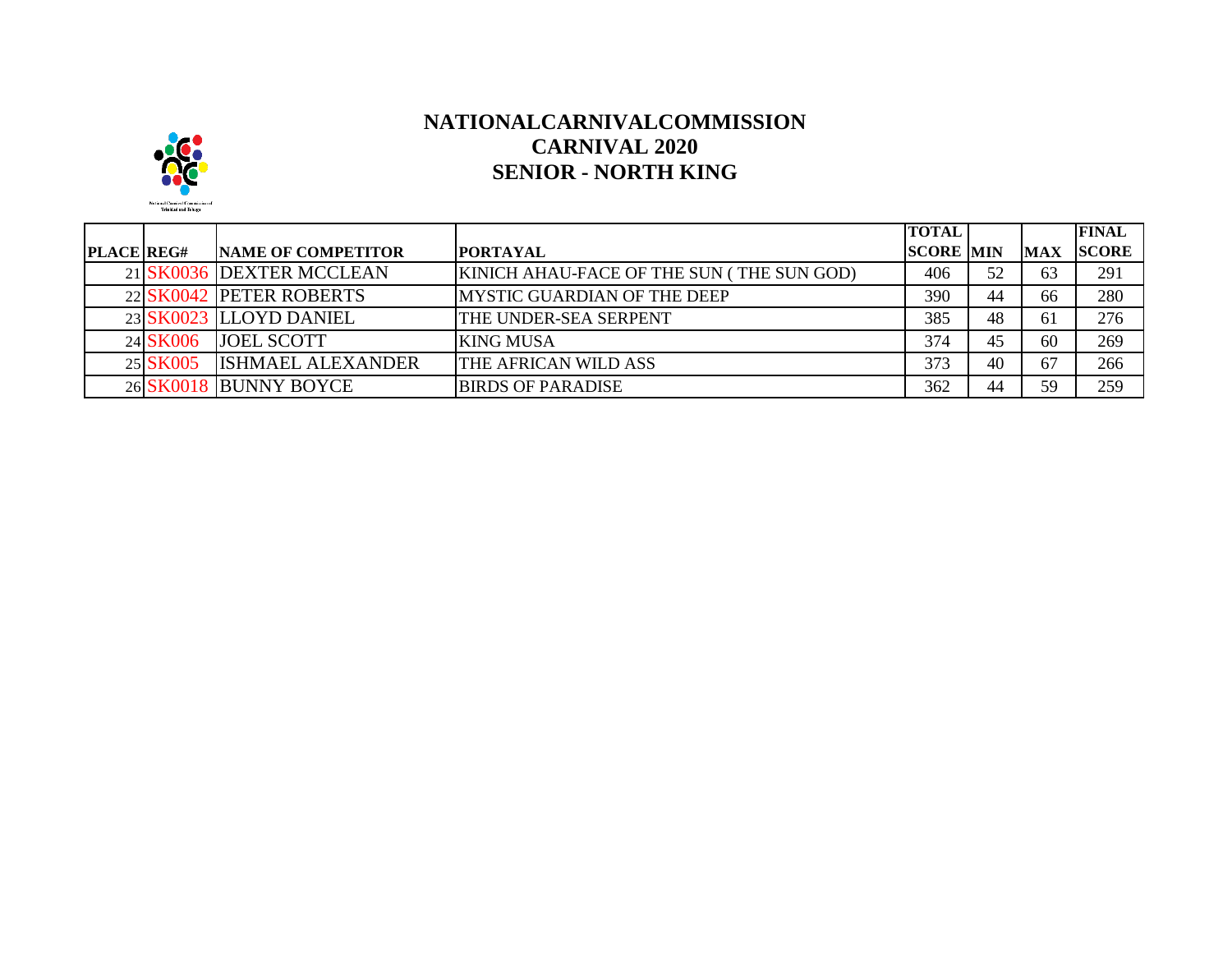**NATIONALCARNIVALCOMMISSION**
**CARNIVAL 2020**
**SENIOR - NORTH KING**

| PLACE | REG# | NAME OF COMPETITOR | PORTAYAL | TOTAL SCORE | MIN | MAX | FINAL SCORE |
|---|---|---|---|---|---|---|---|
| 21 | SK0036 | DEXTER MCCLEAN | KINICH AHAU-FACE OF THE SUN ( THE SUN GOD) | 406 | 52 | 63 | 291 |
| 22 | SK0042 | PETER ROBERTS | MYSTIC GUARDIAN OF THE DEEP | 390 | 44 | 66 | 280 |
| 23 | SK0023 | LLOYD DANIEL | THE UNDER-SEA SERPENT | 385 | 48 | 61 | 276 |
| 24 | SK006 | JOEL SCOTT | KING MUSA | 374 | 45 | 60 | 269 |
| 25 | SK005 | ISHMAEL ALEXANDER | THE AFRICAN WILD ASS | 373 | 40 | 67 | 266 |
| 26 | SK0018 | BUNNY BOYCE | BIRDS OF PARADISE | 362 | 44 | 59 | 259 |